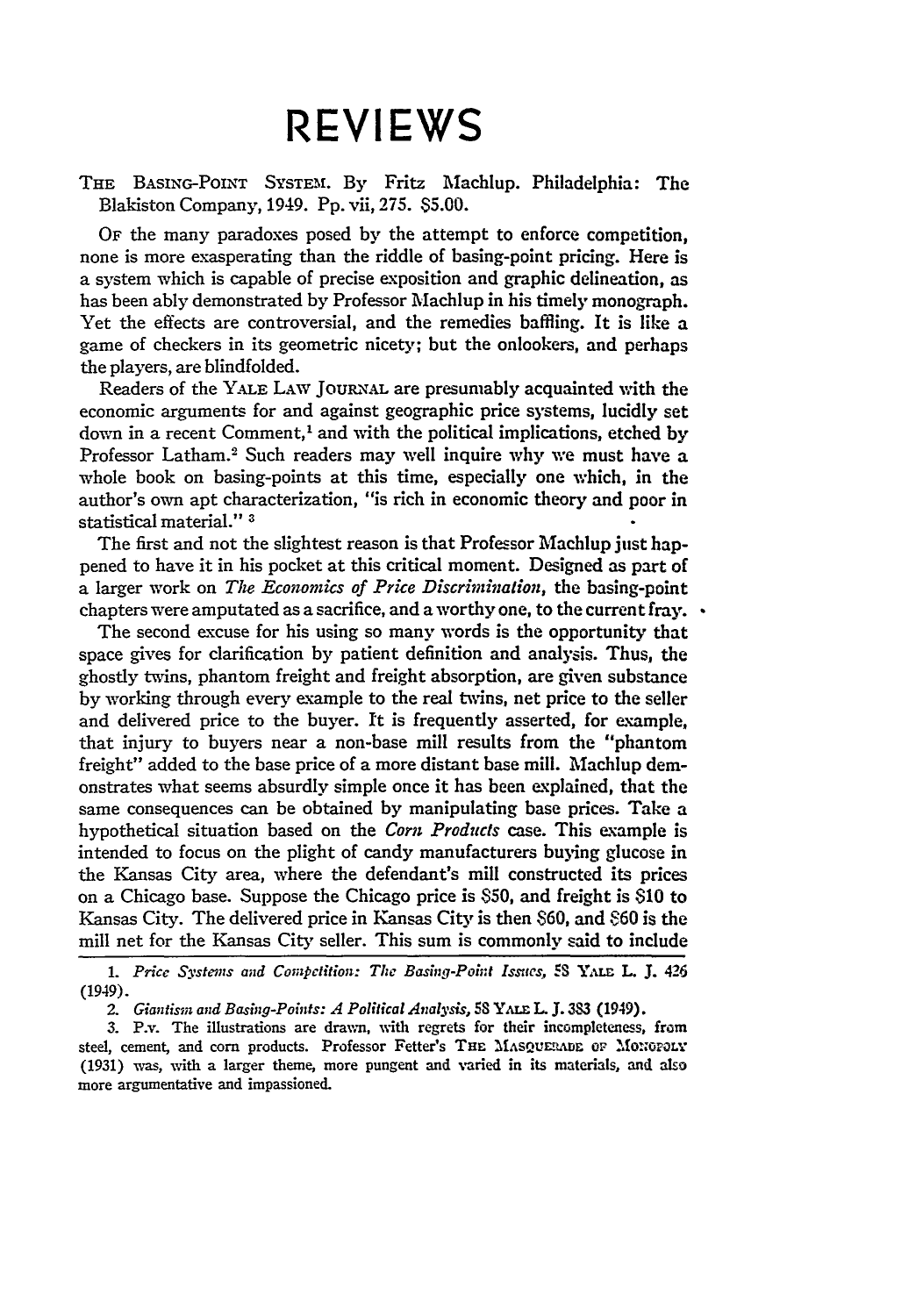# REVIEWS

THE BASING-POINT SYSTEM. By Fritz Machlup. Philadelphia: The Blakiston Company, 1949. Pp. vii, 275. $5.00.

OF the many paradoxes posed by the attempt to enforce competition, none is more exasperating than the riddle of basing-point pricing. Here is a system which is capable of precise exposition and graphic delineation, as has been ably demonstrated by Professor Machlup in his timely monograph. Yet the effects are controversial, and the remedies baffling. It is like a game of checkers in its geometric nicety; but the onlookers, and perhaps the players, are blindfolded.

Readers of the YALE LAW JOURNAL are presumably acquainted with the economic arguments for and against geographic price systems, lucidly set down in a recent Comment,[1] and with the political implications, etched by Professor Latham.[2] Such readers may well inquire why we must have a whole book on basing-points at this time, especially one which, in the author's own apt characterization, "is rich in economic theory and poor in statistical material." [3]

The first and not the slightest reason is that Professor Machlup just happened to have it in his pocket at this critical moment. Designed as part of a larger work on *The Economics of Price Discrimination*, the basing-point chapters were amputated as a sacrifice, and a worthy one, to the current fray.

The second excuse for his using so many words is the opportunity that space gives for clarification by patient definition and analysis. Thus, the ghostly twins, phantom freight and freight absorption, are given substance by working through every example to the real twins, net price to the seller and delivered price to the buyer. It is frequently asserted, for example, that injury to buyers near a non-base mill results from the "phantom freight" added to the base price of a more distant base mill. Machlup demonstrates what seems absurdly simple once it has been explained, that the same consequences can be obtained by manipulating base prices. Take a hypothetical situation based on the *Corn Products* case. This example is intended to focus on the plight of candy manufacturers buying glucose in the Kansas City area, where the defendant's mill constructed its prices on a Chicago base. Suppose the Chicago price is $50, and freight is $10 to Kansas City. The delivered price in Kansas City is then $60, and $60 is the mill net for the Kansas City seller. This sum is commonly said to include

1. *Price Systems and Competition: The Basing-Point Issues*, 58 YALE L. J. 426 (1949).

2. *Giantism and Basing-Points: A Political Analysis*, 58 YALE L. J. 383 (1949).

3. P.v. The illustrations are drawn, with regrets for their incompleteness, from steel, cement, and corn products. Professor Fetter's THE MASQUERADE OF MONOPOLY (1931) was, with a larger theme, more pungent and varied in its materials, and also more argumentative and impassioned.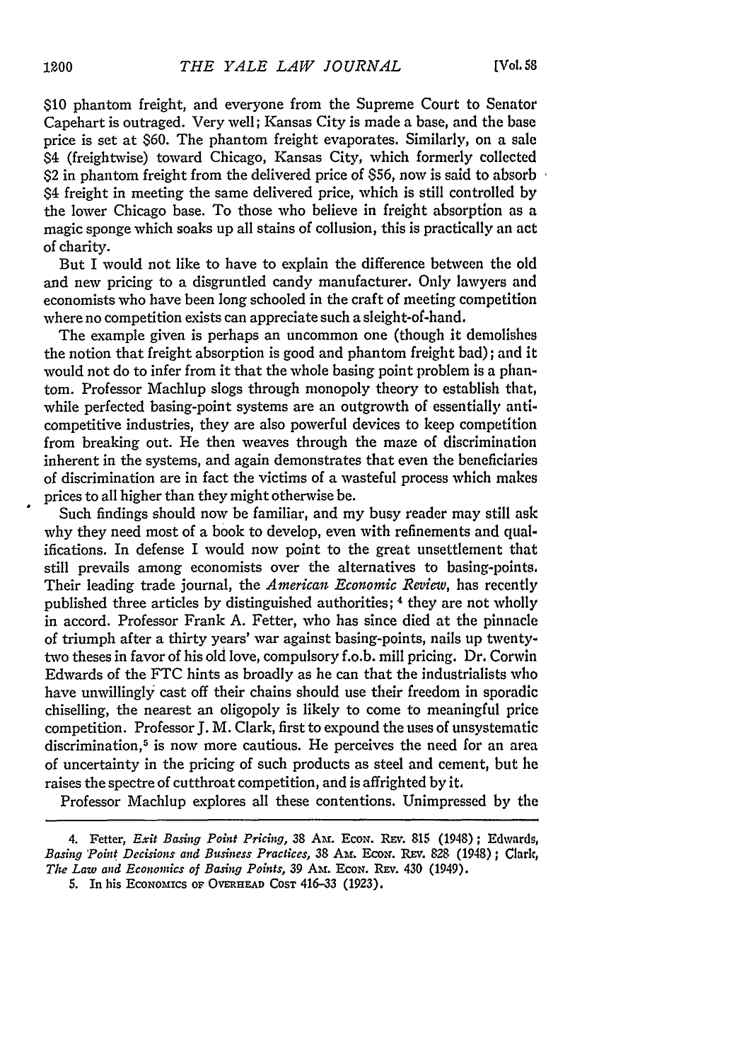$10 phantom freight, and everyone from the Supreme Court to Senator Capehart is outraged. Very well; Kansas City is made a base, and the base price is set at $60. The phantom freight evaporates. Similarly, on a sale $4 (freightwise) toward Chicago, Kansas City, which formerly collected $2 in phantom freight from the delivered price of $56, now is said to absorb $4 freight in meeting the same delivered price, which is still controlled by the lower Chicago base. To those who believe in freight absorption as a magic sponge which soaks up all stains of collusion, this is practically an act of charity.

But I would not like to have to explain the difference between the old and new pricing to a disgruntled candy manufacturer. Only lawyers and economists who have been long schooled in the craft of meeting competition where no competition exists can appreciate such a sleight-of-hand.

The example given is perhaps an uncommon one (though it demolishes the notion that freight absorption is good and phantom freight bad); and it would not do to infer from it that the whole basing point problem is a phantom. Professor Machlup slogs through monopoly theory to establish that, while perfected basing-point systems are an outgrowth of essentially anti-competitive industries, they are also powerful devices to keep competition from breaking out. He then weaves through the maze of discrimination inherent in the systems, and again demonstrates that even the beneficiaries of discrimination are in fact the victims of a wasteful process which makes prices to all higher than they might otherwise be.

Such findings should now be familiar, and my busy reader may still ask why they need most of a book to develop, even with refinements and qualifications. In defense I would now point to the great unsettlement that still prevails among economists over the alternatives to basing-points. Their leading trade journal, the *American Economic Review*, has recently published three articles by distinguished authorities;[4] they are not wholly in accord. Professor Frank A. Fetter, who has since died at the pinnacle of triumph after a thirty years' war against basing-points, nails up twenty-two theses in favor of his old love, compulsory f.o.b. mill pricing. Dr. Corwin Edwards of the FTC hints as broadly as he can that the industrialists who have unwillingly cast off their chains should use their freedom in sporadic chiselling, the nearest an oligopoly is likely to come to meaningful price competition. Professor J. M. Clark, first to expound the uses of unsystematic discrimination,[5] is now more cautious. He perceives the need for an area of uncertainty in the pricing of such products as steel and cement, but he raises the spectre of cutthroat competition, and is affrighted by it.

Professor Machlup explores all these contentions. Unimpressed by the

---

4. Fetter, *Exit Basing Point Pricing*, 38 AM. ECON. REV. 815 (1948); Edwards, *Basing Point Decisions and Business Practices*, 38 AM. ECON. REV. 828 (1948); Clark, *The Law and Economics of Basing Points*, 39 AM. ECON. REV. 430 (1949).

5. In his ECONOMICS OF OVERHEAD COST 416-33 (1923).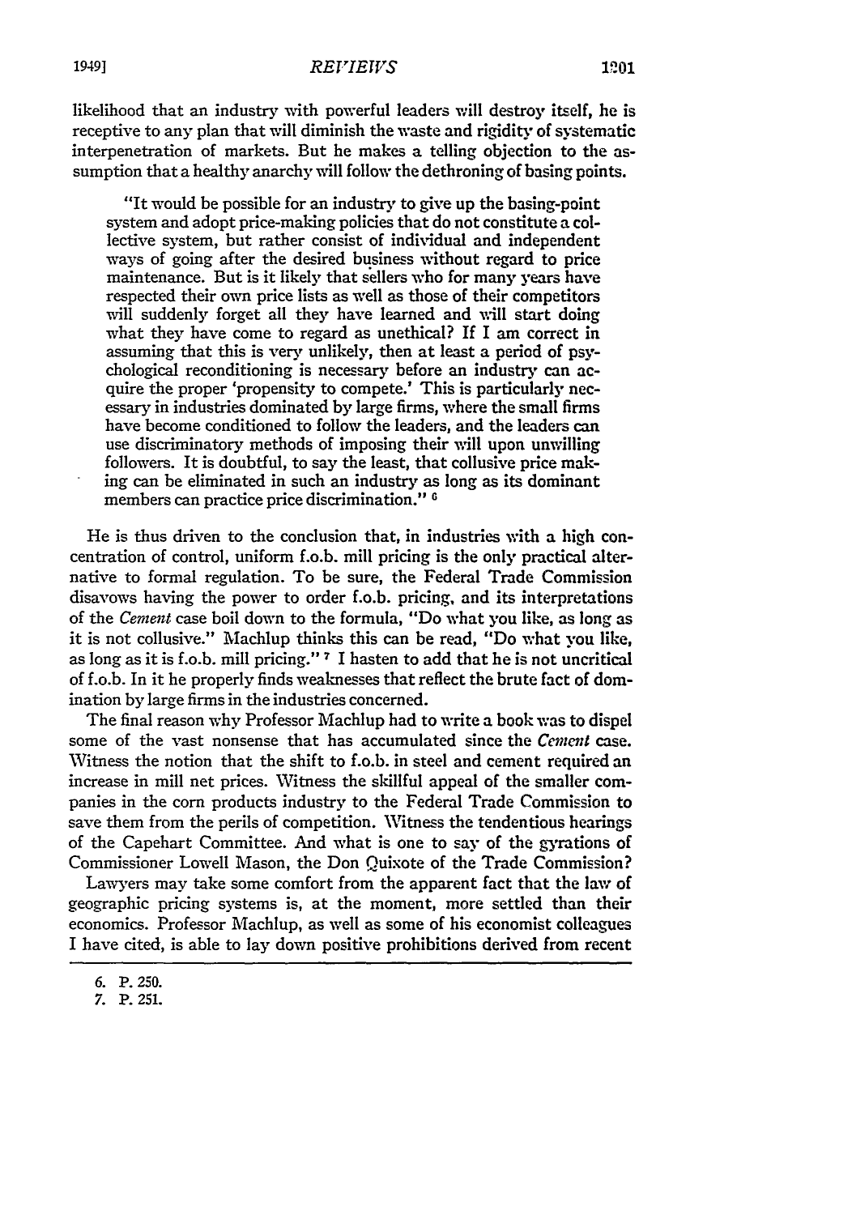likelihood that an industry with powerful leaders will destroy itself, he is receptive to any plan that will diminish the waste and rigidity of systematic interpenetration of markets. But he makes a telling objection to the assumption that a healthy anarchy will follow the dethroning of basing points.

> "It would be possible for an industry to give up the basing-point system and adopt price-making policies that do not constitute a collective system, but rather consist of individual and independent ways of going after the desired business without regard to price maintenance. But is it likely that sellers who for many years have respected their own price lists as well as those of their competitors will suddenly forget all they have learned and will start doing what they have come to regard as unethical? If I am correct in assuming that this is very unlikely, then at least a period of psychological reconditioning is necessary before an industry can acquire the proper 'propensity to compete.' This is particularly necessary in industries dominated by large firms, where the small firms have become conditioned to follow the leaders, and the leaders can use discriminatory methods of imposing their will upon unwilling followers. It is doubtful, to say the least, that collusive price making can be eliminated in such an industry as long as its dominant members can practice price discrimination." [6]

He is thus driven to the conclusion that, in industries with a high concentration of control, uniform f.o.b. mill pricing is the only practical alternative to formal regulation. To be sure, the Federal Trade Commission disavows having the power to order f.o.b. pricing, and its interpretations of the *Cement* case boil down to the formula, "Do what you like, as long as it is not collusive." Machlup thinks this can be read, "Do what you like, as long as it is f.o.b. mill pricing." [7] I hasten to add that he is not uncritical of f.o.b. In it he properly finds weaknesses that reflect the brute fact of domination by large firms in the industries concerned.

The final reason why Professor Machlup had to write a book was to dispel some of the vast nonsense that has accumulated since the *Cement* case. Witness the notion that the shift to f.o.b. in steel and cement required an increase in mill net prices. Witness the skillful appeal of the smaller companies in the corn products industry to the Federal Trade Commission to save them from the perils of competition. Witness the tendentious hearings of the Capehart Committee. And what is one to say of the gyrations of Commissioner Lowell Mason, the Don Quixote of the Trade Commission?

Lawyers may take some comfort from the apparent fact that the law of geographic pricing systems is, at the moment, more settled than their economics. Professor Machlup, as well as some of his economist colleagues I have cited, is able to lay down positive prohibitions derived from recent

---

6. P. 250.
7. P. 251.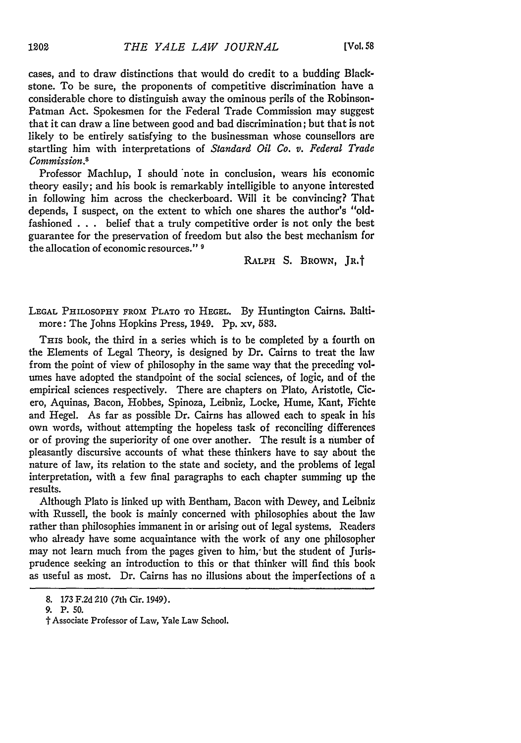cases, and to draw distinctions that would do credit to a budding Blackstone. To be sure, the proponents of competitive discrimination have a considerable chore to distinguish away the ominous perils of the Robinson-Patman Act. Spokesmen for the Federal Trade Commission may suggest that it can draw a line between good and bad discrimination; but that is not likely to be entirely satisfying to the businessman whose counsellors are startling him with interpretations of *Standard Oil Co. v. Federal Trade Commission*.[8]

Professor Machlup, I should note in conclusion, wears his economic theory easily; and his book is remarkably intelligible to anyone interested in following him across the checkerboard. Will it be convincing? That depends, I suspect, on the extent to which one shares the author's "old-fashioned . . . belief that a truly competitive order is not only the best guarantee for the preservation of freedom but also the best mechanism for the allocation of economic resources."[9]

RALPH S. BROWN, JR.†

LEGAL PHILOSOPHY FROM PLATO TO HEGEL. By Huntington Cairns. Baltimore: The Johns Hopkins Press, 1949. Pp. xv, 583.

THIS book, the third in a series which is to be completed by a fourth on the Elements of Legal Theory, is designed by Dr. Cairns to treat the law from the point of view of philosophy in the same way that the preceding volumes have adopted the standpoint of the social sciences, of logic, and of the empirical sciences respectively. There are chapters on Plato, Aristotle, Cicero, Aquinas, Bacon, Hobbes, Spinoza, Leibniz, Locke, Hume, Kant, Fichte and Hegel. As far as possible Dr. Cairns has allowed each to speak in his own words, without attempting the hopeless task of reconciling differences or of proving the superiority of one over another. The result is a number of pleasantly discursive accounts of what these thinkers have to say about the nature of law, its relation to the state and society, and the problems of legal interpretation, with a few final paragraphs to each chapter summing up the results.

Although Plato is linked up with Bentham, Bacon with Dewey, and Leibniz with Russell, the book is mainly concerned with philosophies about the law rather than philosophies immanent in or arising out of legal systems. Readers who already have some acquaintance with the work of any one philosopher may not learn much from the pages given to him, but the student of Jurisprudence seeking an introduction to this or that thinker will find this book as useful as most. Dr. Cairns has no illusions about the imperfections of a

8. 173 F.2d 210 (7th Cir. 1949).

9. P. 50.

† Associate Professor of Law, Yale Law School.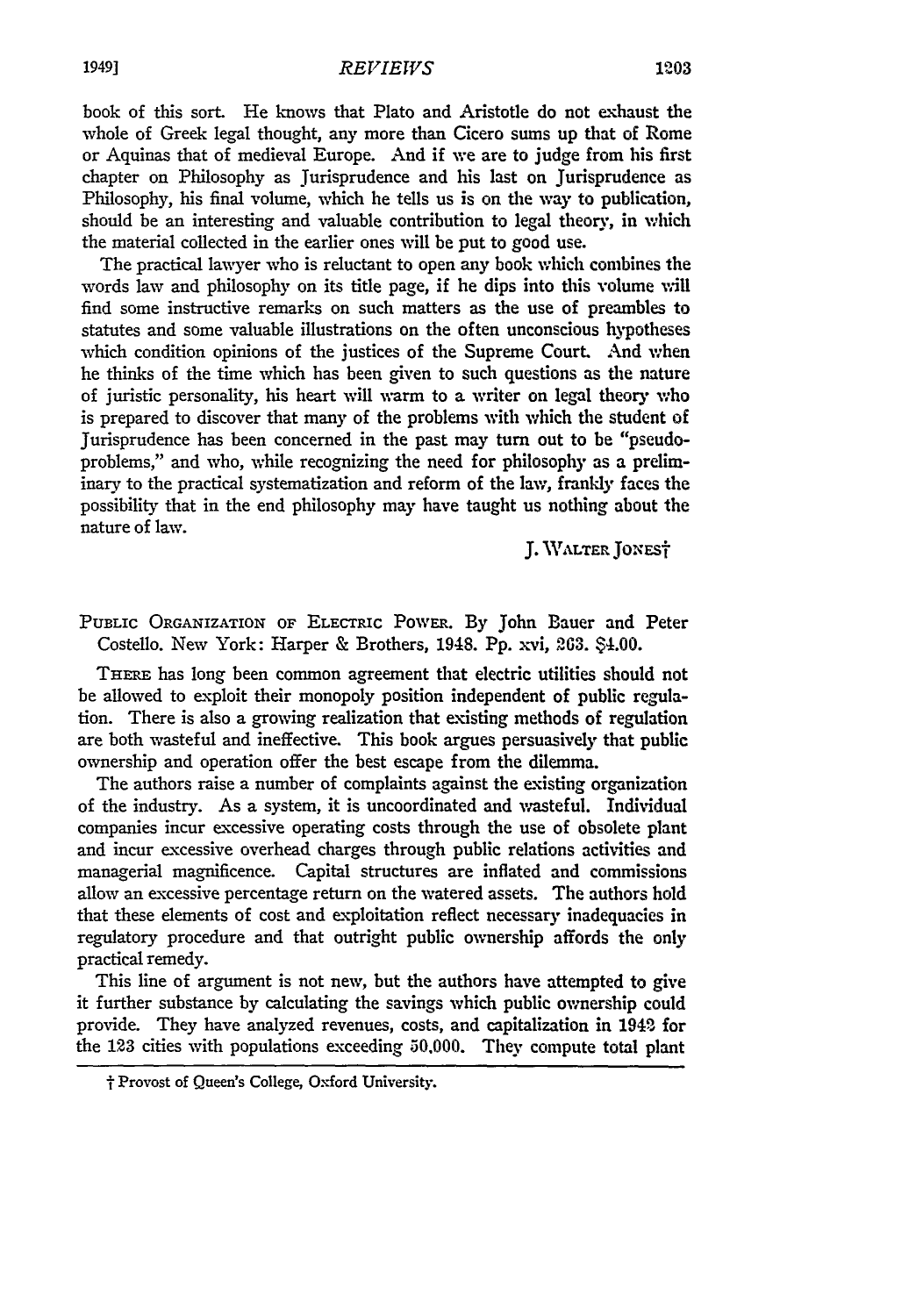book of this sort. He knows that Plato and Aristotle do not exhaust the whole of Greek legal thought, any more than Cicero sums up that of Rome or Aquinas that of medieval Europe. And if we are to judge from his first chapter on Philosophy as Jurisprudence and his last on Jurisprudence as Philosophy, his final volume, which he tells us is on the way to publication, should be an interesting and valuable contribution to legal theory, in which the material collected in the earlier ones will be put to good use.

The practical lawyer who is reluctant to open any book which combines the words law and philosophy on its title page, if he dips into this volume will find some instructive remarks on such matters as the use of preambles to statutes and some valuable illustrations on the often unconscious hypotheses which condition opinions of the justices of the Supreme Court. And when he thinks of the time which has been given to such questions as the nature of juristic personality, his heart will warm to a writer on legal theory who is prepared to discover that many of the problems with which the student of Jurisprudence has been concerned in the past may turn out to be "pseudo-problems," and who, while recognizing the need for philosophy as a preliminary to the practical systematization and reform of the law, frankly faces the possibility that in the end philosophy may have taught us nothing about the nature of law.

J. WALTER JONES†

PUBLIC ORGANIZATION OF ELECTRIC POWER. By John Bauer and Peter Costello. New York: Harper & Brothers, 1948. Pp. xvi, 263. $4.00.

THERE has long been common agreement that electric utilities should not be allowed to exploit their monopoly position independent of public regulation. There is also a growing realization that existing methods of regulation are both wasteful and ineffective. This book argues persuasively that public ownership and operation offer the best escape from the dilemma.

The authors raise a number of complaints against the existing organization of the industry. As a system, it is uncoordinated and wasteful. Individual companies incur excessive operating costs through the use of obsolete plant and incur excessive overhead charges through public relations activities and managerial magnificence. Capital structures are inflated and commissions allow an excessive percentage return on the watered assets. The authors hold that these elements of cost and exploitation reflect necessary inadequacies in regulatory procedure and that outright public ownership affords the only practical remedy.

This line of argument is not new, but the authors have attempted to give it further substance by calculating the savings which public ownership could provide. They have analyzed revenues, costs, and capitalization in 1942 for the 123 cities with populations exceeding 50,000. They compute total plant

† Provost of Queen's College, Oxford University.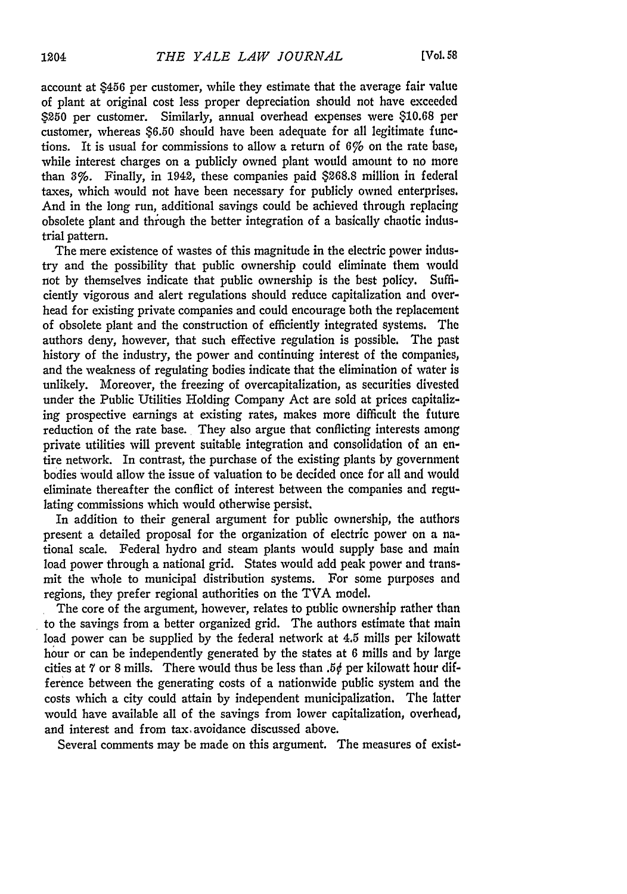account at $456 per customer, while they estimate that the average fair value of plant at original cost less proper depreciation should not have exceeded $250 per customer. Similarly, annual overhead expenses were $10.68 per customer, whereas $6.50 should have been adequate for all legitimate functions. It is usual for commissions to allow a return of 6% on the rate base, while interest charges on a publicly owned plant would amount to no more than 3%. Finally, in 1942, these companies paid $268.8 million in federal taxes, which would not have been necessary for publicly owned enterprises. And in the long run, additional savings could be achieved through replacing obsolete plant and through the better integration of a basically chaotic industrial pattern.

The mere existence of wastes of this magnitude in the electric power industry and the possibility that public ownership could eliminate them would not by themselves indicate that public ownership is the best policy. Sufficiently vigorous and alert regulations should reduce capitalization and overhead for existing private companies and could encourage both the replacement of obsolete plant and the construction of efficiently integrated systems. The authors deny, however, that such effective regulation is possible. The past history of the industry, the power and continuing interest of the companies, and the weakness of regulating bodies indicate that the elimination of water is unlikely. Moreover, the freezing of overcapitalization, as securities divested under the Public Utilities Holding Company Act are sold at prices capitalizing prospective earnings at existing rates, makes more difficult the future reduction of the rate base. They also argue that conflicting interests among private utilities will prevent suitable integration and consolidation of an entire network. In contrast, the purchase of the existing plants by government bodies would allow the issue of valuation to be decided once for all and would eliminate thereafter the conflict of interest between the companies and regulating commissions which would otherwise persist.

In addition to their general argument for public ownership, the authors present a detailed proposal for the organization of electric power on a national scale. Federal hydro and steam plants would supply base and main load power through a national grid. States would add peak power and transmit the whole to municipal distribution systems. For some purposes and regions, they prefer regional authorities on the TVA model.

The core of the argument, however, relates to public ownership rather than to the savings from a better organized grid. The authors estimate that main load power can be supplied by the federal network at 4.5 mills per kilowatt hour or can be independently generated by the states at 6 mills and by large cities at 7 or 8 mills. There would thus be less than .5¢ per kilowatt hour difference between the generating costs of a nationwide public system and the costs which a city could attain by independent municipalization. The latter would have available all of the savings from lower capitalization, overhead, and interest and from tax avoidance discussed above.

Several comments may be made on this argument. The measures of exist-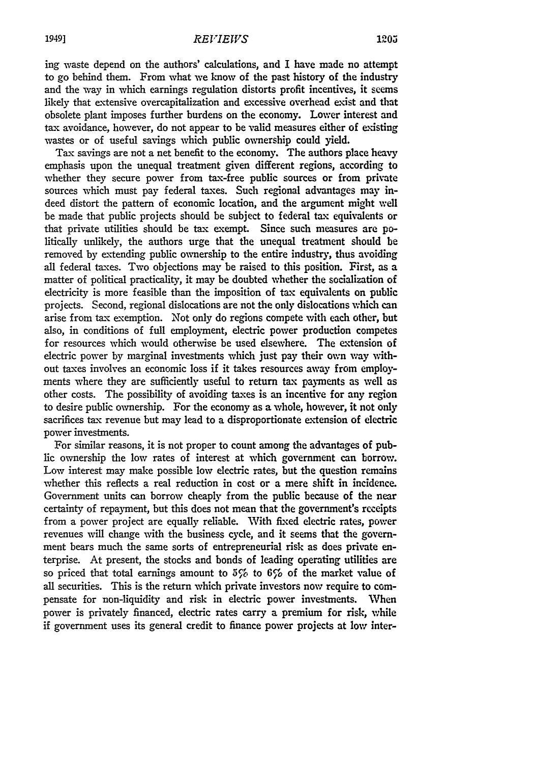ing waste depend on the authors' calculations, and I have made no attempt to go behind them. From what we know of the past history of the industry and the way in which earnings regulation distorts profit incentives, it seems likely that extensive overcapitalization and excessive overhead exist and that obsolete plant imposes further burdens on the economy. Lower interest and tax avoidance, however, do not appear to be valid measures either of existing wastes or of useful savings which public ownership could yield.

Tax savings are not a net benefit to the economy. The authors place heavy emphasis upon the unequal treatment given different regions, according to whether they secure power from tax-free public sources or from private sources which must pay federal taxes. Such regional advantages may indeed distort the pattern of economic location, and the argument might well be made that public projects should be subject to federal tax equivalents or that private utilities should be tax exempt. Since such measures are politically unlikely, the authors urge that the unequal treatment should be removed by extending public ownership to the entire industry, thus avoiding all federal taxes. Two objections may be raised to this position. First, as a matter of political practicality, it may be doubted whether the socialization of electricity is more feasible than the imposition of tax equivalents on public projects. Second, regional dislocations are not the only dislocations which can arise from tax exemption. Not only do regions compete with each other, but also, in conditions of full employment, electric power production competes for resources which would otherwise be used elsewhere. The extension of electric power by marginal investments which just pay their own way without taxes involves an economic loss if it takes resources away from employments where they are sufficiently useful to return tax payments as well as other costs. The possibility of avoiding taxes is an incentive for any region to desire public ownership. For the economy as a whole, however, it not only sacrifices tax revenue but may lead to a disproportionate extension of electric power investments.

For similar reasons, it is not proper to count among the advantages of public ownership the low rates of interest at which government can borrow. Low interest may make possible low electric rates, but the question remains whether this reflects a real reduction in cost or a mere shift in incidence. Government units can borrow cheaply from the public because of the near certainty of repayment, but this does not mean that the government's receipts from a power project are equally reliable. With fixed electric rates, power revenues will change with the business cycle, and it seems that the government bears much the same sorts of entrepreneurial risk as does private enterprise. At present, the stocks and bonds of leading operating utilities are so priced that total earnings amount to 5% to 6% of the market value of all securities. This is the return which private investors now require to compensate for non-liquidity and risk in electric power investments. When power is privately financed, electric rates carry a premium for risk, while if government uses its general credit to finance power projects at low inter-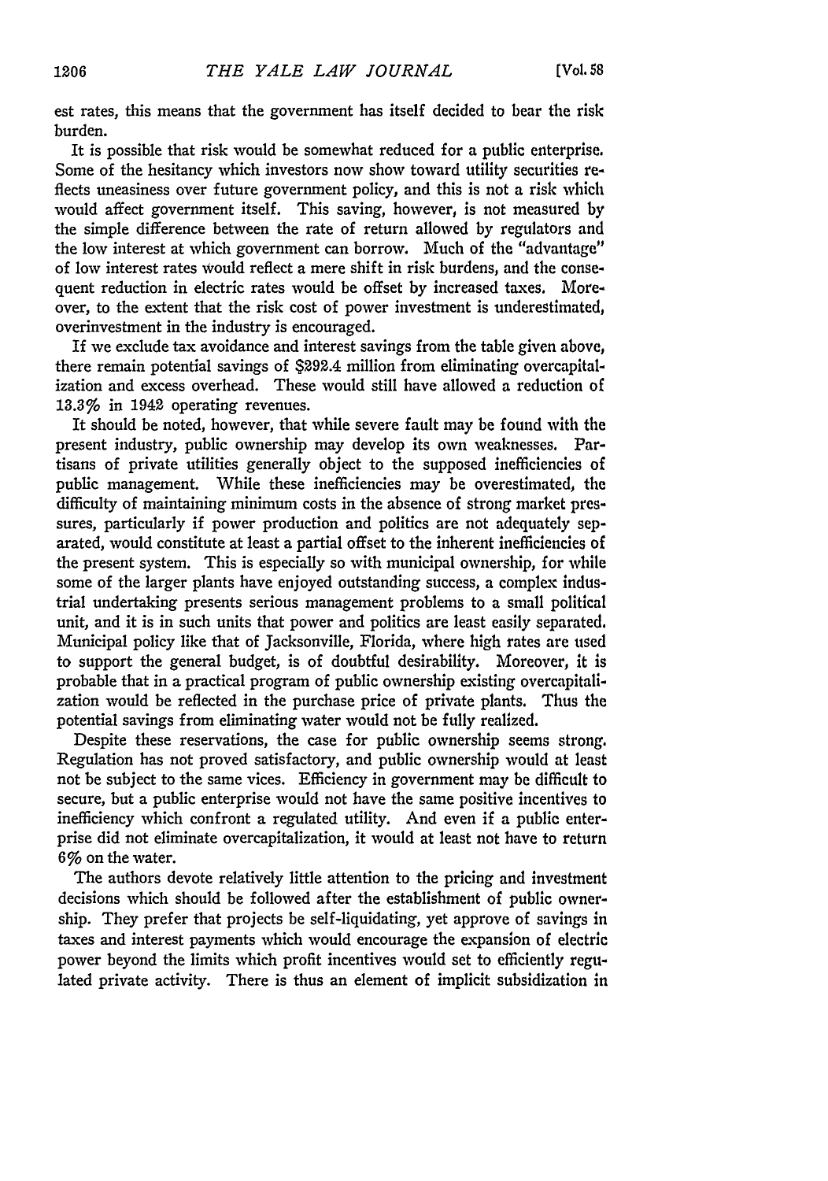est rates, this means that the government has itself decided to bear the risk burden.

It is possible that risk would be somewhat reduced for a public enterprise. Some of the hesitancy which investors now show toward utility securities reflects uneasiness over future government policy, and this is not a risk which would affect government itself. This saving, however, is not measured by the simple difference between the rate of return allowed by regulators and the low interest at which government can borrow. Much of the "advantage" of low interest rates would reflect a mere shift in risk burdens, and the consequent reduction in electric rates would be offset by increased taxes. Moreover, to the extent that the risk cost of power investment is underestimated, overinvestment in the industry is encouraged.

If we exclude tax avoidance and interest savings from the table given above, there remain potential savings of $292.4 million from eliminating overcapitalization and excess overhead. These would still have allowed a reduction of 13.3% in 1942 operating revenues.

It should be noted, however, that while severe fault may be found with the present industry, public ownership may develop its own weaknesses. Partisans of private utilities generally object to the supposed inefficiencies of public management. While these inefficiencies may be overestimated, the difficulty of maintaining minimum costs in the absence of strong market pressures, particularly if power production and politics are not adequately separated, would constitute at least a partial offset to the inherent inefficiencies of the present system. This is especially so with municipal ownership, for while some of the larger plants have enjoyed outstanding success, a complex industrial undertaking presents serious management problems to a small political unit, and it is in such units that power and politics are least easily separated. Municipal policy like that of Jacksonville, Florida, where high rates are used to support the general budget, is of doubtful desirability. Moreover, it is probable that in a practical program of public ownership existing overcapitalization would be reflected in the purchase price of private plants. Thus the potential savings from eliminating water would not be fully realized.

Despite these reservations, the case for public ownership seems strong. Regulation has not proved satisfactory, and public ownership would at least not be subject to the same vices. Efficiency in government may be difficult to secure, but a public enterprise would not have the same positive incentives to inefficiency which confront a regulated utility. And even if a public enterprise did not eliminate overcapitalization, it would at least not have to return 6% on the water.

The authors devote relatively little attention to the pricing and investment decisions which should be followed after the establishment of public ownership. They prefer that projects be self-liquidating, yet approve of savings in taxes and interest payments which would encourage the expansion of electric power beyond the limits which profit incentives would set to efficiently regulated private activity. There is thus an element of implicit subsidization in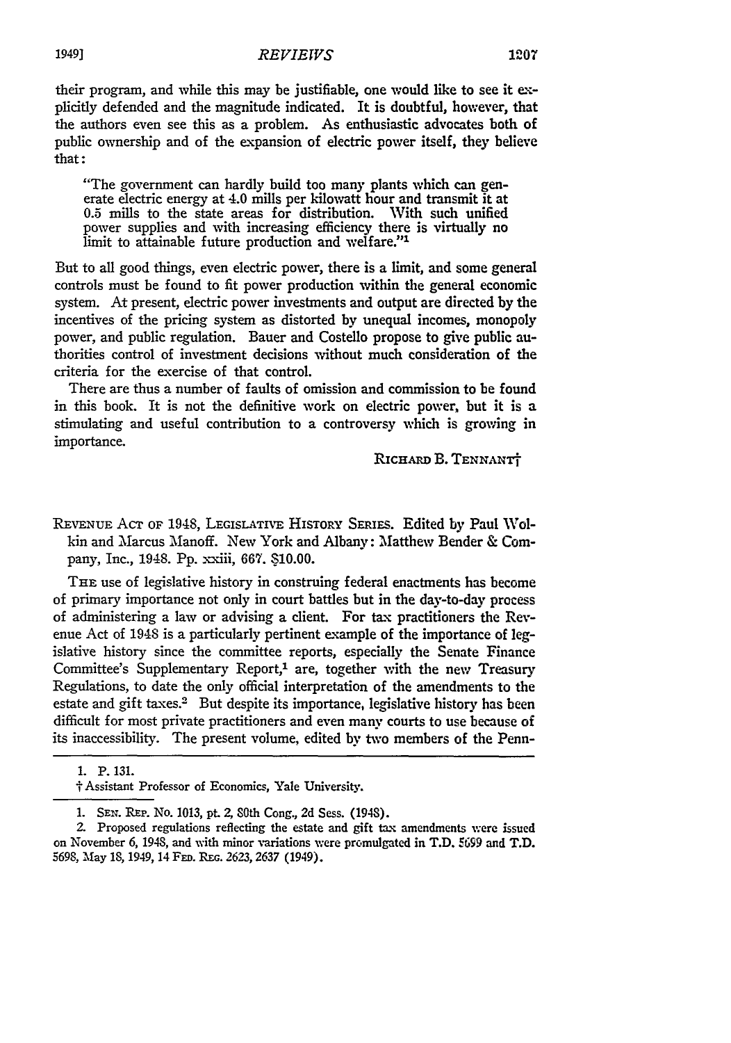their program, and while this may be justifiable, one would like to see it explicitly defended and the magnitude indicated. It is doubtful, however, that the authors even see this as a problem. As enthusiastic advocates both of public ownership and of the expansion of electric power itself, they believe that:

> "The government can hardly build too many plants which can generate electric energy at 4.0 mills per kilowatt hour and transmit it at 0.5 mills to the state areas for distribution. With such unified power supplies and with increasing efficiency there is virtually no limit to attainable future production and welfare."[1]

But to all good things, even electric power, there is a limit, and some general controls must be found to fit power production within the general economic system. At present, electric power investments and output are directed by the incentives of the pricing system as distorted by unequal incomes, monopoly power, and public regulation. Bauer and Costello propose to give public authorities control of investment decisions without much consideration of the criteria for the exercise of that control.

There are thus a number of faults of omission and commission to be found in this book. It is not the definitive work on electric power, but it is a stimulating and useful contribution to a controversy which is growing in importance.

RICHARD B. TENNANT†

1. P. 131.

† Assistant Professor of Economics, Yale University.

---

REVENUE ACT OF 1948, LEGISLATIVE HISTORY SERIES. Edited by Paul Wolkin and Marcus Manoff. New York and Albany: Matthew Bender & Company, Inc., 1948. Pp. xxiii, 667. $10.00.

THE use of legislative history in construing federal enactments has become of primary importance not only in court battles but in the day-to-day process of administering a law or advising a client. For tax practitioners the Revenue Act of 1948 is a particularly pertinent example of the importance of legislative history since the committee reports, especially the Senate Finance Committee's Supplementary Report,[1] are, together with the new Treasury Regulations, to date the only official interpretation of the amendments to the estate and gift taxes.[2] But despite its importance, legislative history has been difficult for most private practitioners and even many courts to use because of its inaccessibility. The present volume, edited by two members of the Penn-

1. SEN. REP. No. 1013, pt. 2, 80th Cong., 2d Sess. (1948).

2. Proposed regulations reflecting the estate and gift tax amendments were issued on November 6, 1948, and with minor variations were promulgated in T.D. 5699 and T.D. 5698, May 18, 1949, 14 FED. REG. 2623, 2637 (1949).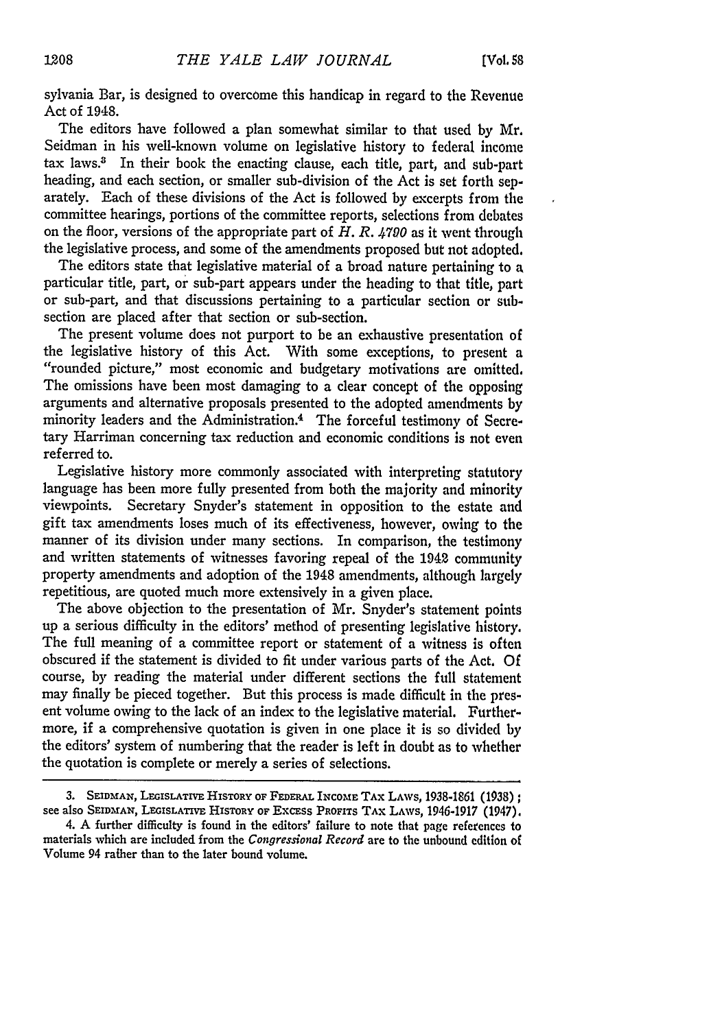sylvania Bar, is designed to overcome this handicap in regard to the Revenue Act of 1948.

The editors have followed a plan somewhat similar to that used by Mr. Seidman in his well-known volume on legislative history to federal income tax laws.[3] In their book the enacting clause, each title, part, and sub-part heading, and each section, or smaller sub-division of the Act is set forth separately. Each of these divisions of the Act is followed by excerpts from the committee hearings, portions of the committee reports, selections from debates on the floor, versions of the appropriate part of *H. R. 4790* as it went through the legislative process, and some of the amendments proposed but not adopted.

The editors state that legislative material of a broad nature pertaining to a particular title, part, or sub-part appears under the heading to that title, part or sub-part, and that discussions pertaining to a particular section or sub-section are placed after that section or sub-section.

The present volume does not purport to be an exhaustive presentation of the legislative history of this Act. With some exceptions, to present a "rounded picture," most economic and budgetary motivations are omitted. The omissions have been most damaging to a clear concept of the opposing arguments and alternative proposals presented to the adopted amendments by minority leaders and the Administration.[4] The forceful testimony of Secretary Harriman concerning tax reduction and economic conditions is not even referred to.

Legislative history more commonly associated with interpreting statutory language has been more fully presented from both the majority and minority viewpoints. Secretary Snyder's statement in opposition to the estate and gift tax amendments loses much of its effectiveness, however, owing to the manner of its division under many sections. In comparison, the testimony and written statements of witnesses favoring repeal of the 1942 community property amendments and adoption of the 1948 amendments, although largely repetitious, are quoted much more extensively in a given place.

The above objection to the presentation of Mr. Snyder's statement points up a serious difficulty in the editors' method of presenting legislative history. The full meaning of a committee report or statement of a witness is often obscured if the statement is divided to fit under various parts of the Act. Of course, by reading the material under different sections the full statement may finally be pieced together. But this process is made difficult in the present volume owing to the lack of an index to the legislative material. Furthermore, if a comprehensive quotation is given in one place it is so divided by the editors' system of numbering that the reader is left in doubt as to whether the quotation is complete or merely a series of selections.

---

3. SEIDMAN, LEGISLATIVE HISTORY OF FEDERAL INCOME TAX LAWS, 1938-1861 (1938); see also SEIDMAN, LEGISLATIVE HISTORY OF EXCESS PROFITS TAX LAWS, 1946-1917 (1947).

4. A further difficulty is found in the editors' failure to note that page references to materials which are included from the *Congressional Record* are to the unbound edition of Volume 94 rather than to the later bound volume.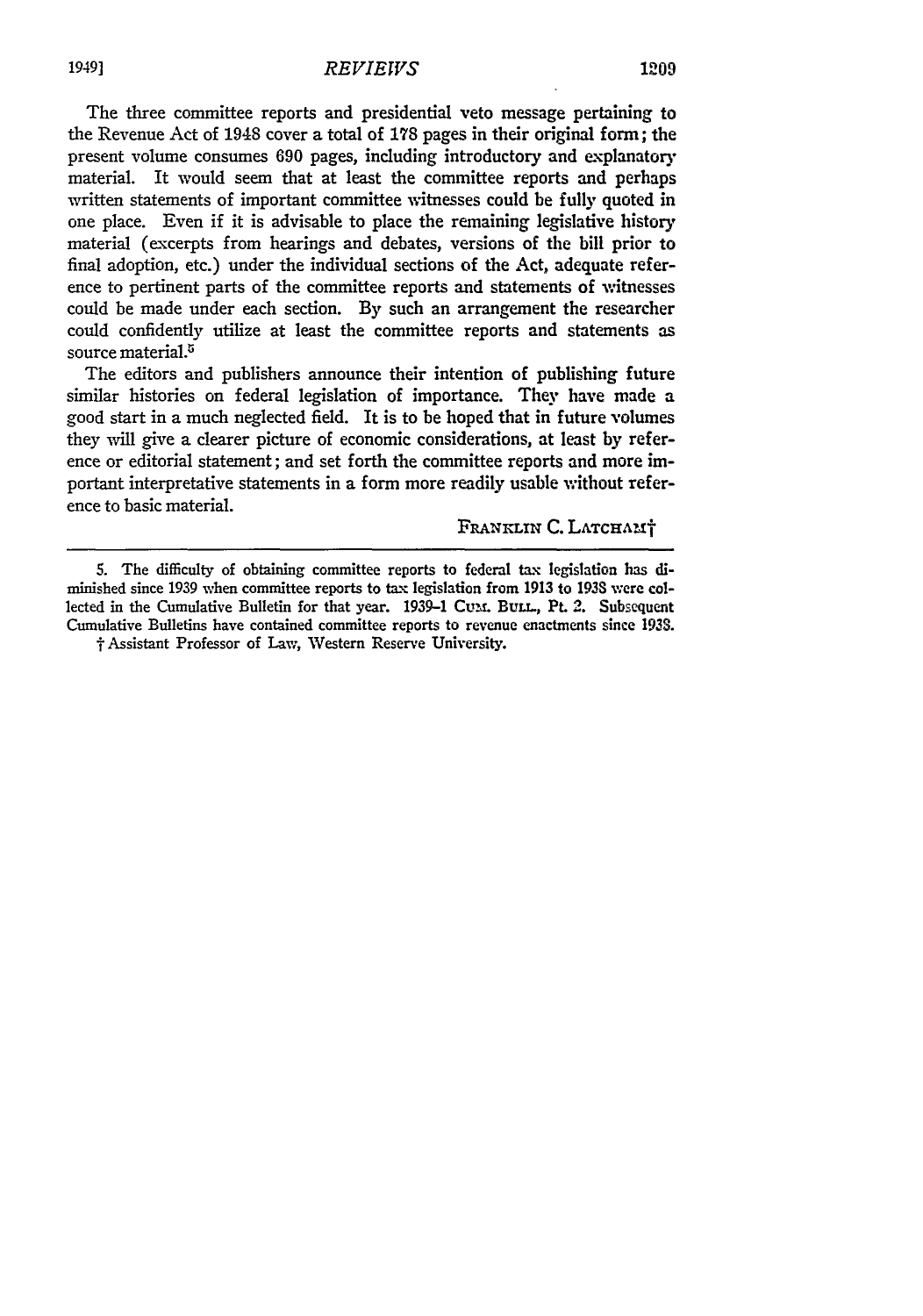The three committee reports and presidential veto message pertaining to the Revenue Act of 1948 cover a total of 178 pages in their original form; the present volume consumes 690 pages, including introductory and explanatory material. It would seem that at least the committee reports and perhaps written statements of important committee witnesses could be fully quoted in one place. Even if it is advisable to place the remaining legislative history material (excerpts from hearings and debates, versions of the bill prior to final adoption, etc.) under the individual sections of the Act, adequate reference to pertinent parts of the committee reports and statements of witnesses could be made under each section. By such an arrangement the researcher could confidently utilize at least the committee reports and statements as source material.[5]

The editors and publishers announce their intention of publishing future similar histories on federal legislation of importance. They have made a good start in a much neglected field. It is to be hoped that in future volumes they will give a clearer picture of economic considerations, at least by reference or editorial statement; and set forth the committee reports and more important interpretative statements in a form more readily usable without reference to basic material.

FRANKLIN C. LATCHAM†

---

5. The difficulty of obtaining committee reports to federal tax legislation has diminished since 1939 when committee reports to tax legislation from 1913 to 1938 were collected in the Cumulative Bulletin for that year. 1939-1 CUM. BULL., Pt. 2. Subsequent Cumulative Bulletins have contained committee reports to revenue enactments since 1938.

† Assistant Professor of Law, Western Reserve University.